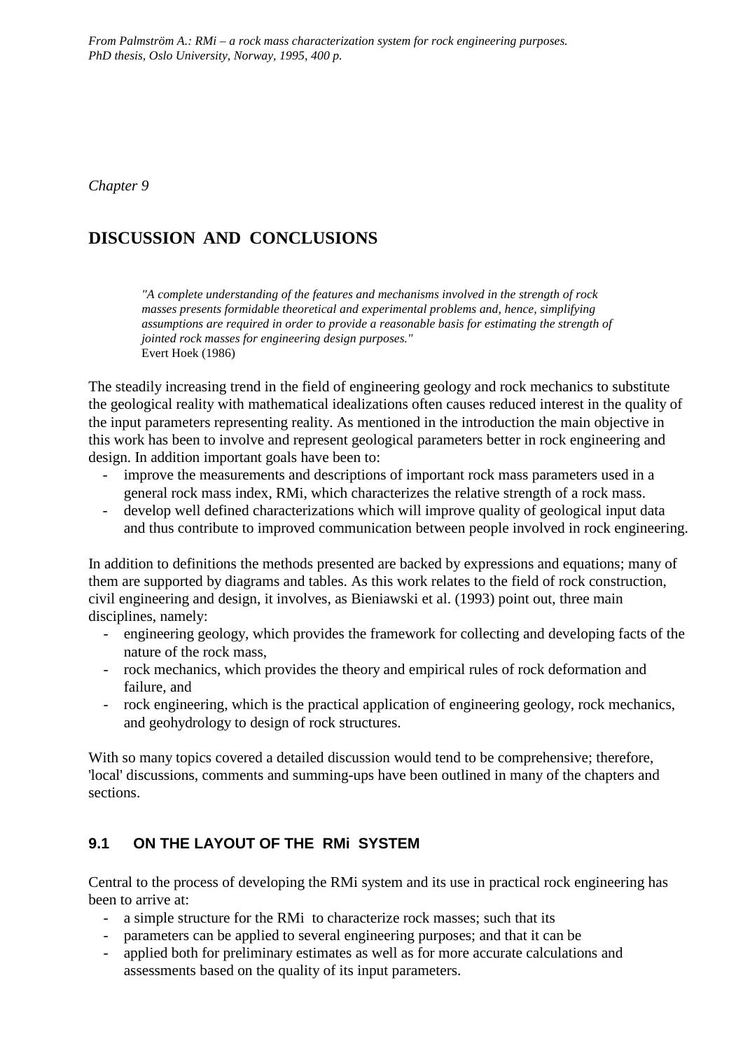*From Palmström A.: RMi – a rock mass characterization system for rock engineering purposes. PhD thesis, Oslo University, Norway, 1995, 400 p.*

*Chapter 9*

# DISCUSSION AND CONCLUSIONS

> *"A complete understanding of the features and mechanisms involved in the strength of rock masses presents formidable theoretical and experimental problems and, hence, simplifying assumptions are required in order to provide a reasonable basis for estimating the strength of jointed rock masses for engineering design purposes."*
> Evert Hoek (1986)

The steadily increasing trend in the field of engineering geology and rock mechanics to substitute the geological reality with mathematical idealizations often causes reduced interest in the quality of the input parameters representing reality. As mentioned in the introduction the main objective in this work has been to involve and represent geological parameters better in rock engineering and design. In addition important goals have been to:

- improve the measurements and descriptions of important rock mass parameters used in a general rock mass index, RMi, which characterizes the relative strength of a rock mass.
- develop well defined characterizations which will improve quality of geological input data and thus contribute to improved communication between people involved in rock engineering.

In addition to definitions the methods presented are backed by expressions and equations; many of them are supported by diagrams and tables. As this work relates to the field of rock construction, civil engineering and design, it involves, as Bieniawski et al. (1993) point out, three main disciplines, namely:

- engineering geology, which provides the framework for collecting and developing facts of the nature of the rock mass,
- rock mechanics, which provides the theory and empirical rules of rock deformation and failure, and
- rock engineering, which is the practical application of engineering geology, rock mechanics, and geohydrology to design of rock structures.

With so many topics covered a detailed discussion would tend to be comprehensive; therefore, 'local' discussions, comments and summing-ups have been outlined in many of the chapters and sections.

## 9.1 ON THE LAYOUT OF THE RMi SYSTEM

Central to the process of developing the RMi system and its use in practical rock engineering has been to arrive at:

- a simple structure for the RMi to characterize rock masses; such that its
- parameters can be applied to several engineering purposes; and that it can be
- applied both for preliminary estimates as well as for more accurate calculations and assessments based on the quality of its input parameters.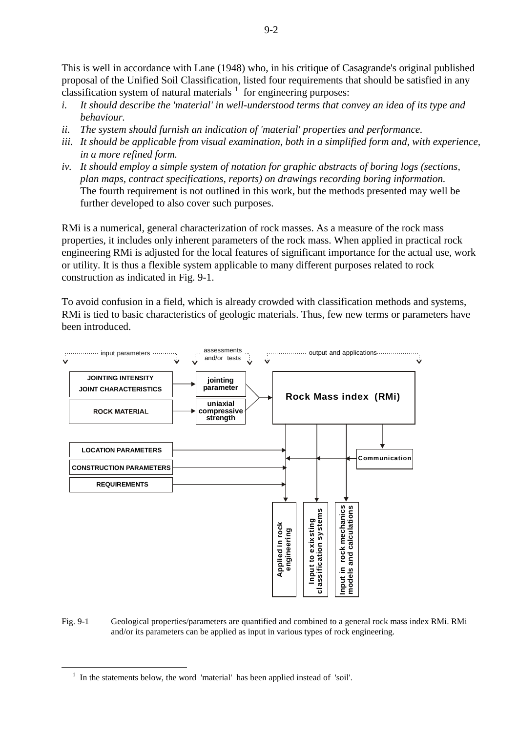This is well in accordance with Lane (1948) who, in his critique of Casagrande's original published proposal of the Unified Soil Classification, listed four requirements that should be satisfied in any classification system of natural materials [1] for engineering purposes:

*i.* *It should describe the 'material' in well-understood terms that convey an idea of its type and behaviour.*

*ii.* *The system should furnish an indication of 'material' properties and performance.*

*iii.* *It should be applicable from visual examination, both in a simplified form and, with experience, in a more refined form.*

*iv.* *It should employ a simple system of notation for graphic abstracts of boring logs (sections, plan maps, contract specifications, reports) on drawings recording boring information.*
The fourth requirement is not outlined in this work, but the methods presented may well be further developed to also cover such purposes.

RMi is a numerical, general characterization of rock masses. As a measure of the rock mass properties, it includes only inherent parameters of the rock mass. When applied in practical rock engineering RMi is adjusted for the local features of significant importance for the actual use, work or utility. It is thus a flexible system applicable to many different purposes related to rock construction as indicated in Fig. 9-1.

To avoid confusion in a field, which is already crowded with classification methods and systems, RMi is tied to basic characteristics of geologic materials. Thus, few new terms or parameters have been introduced.

input parameters | assessments and/or tests | output and applications

JOINTING INTENSITY, JOINT CHARACTERISTICS → jointing parameter → Rock Mass index (RMi)
ROCK MATERIAL → uniaxial compressive strength → Rock Mass index (RMi)

LOCATION PARAMETERS
CONSTRUCTION PARAMETERS
REQUIREMENTS

Communication

Applied in rock engineering | Input to exixsting classification systems | Input in rock mechanics models and calculations

Fig. 9-1 Geological properties/parameters are quantified and combined to a general rock mass index RMi. RMi and/or its parameters can be applied as input in various types of rock engineering.

[1] In the statements below, the word 'material' has been applied instead of 'soil'.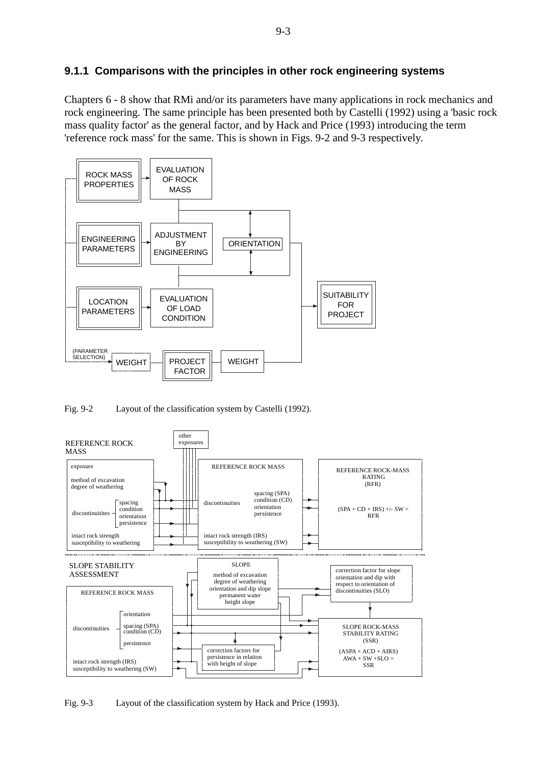### 9.1.1 Comparisons with the principles in other rock engineering systems

Chapters 6 - 8 show that RMi and/or its parameters have many applications in rock mechanics and rock engineering. The same principle has been presented both by Castelli (1992) using a 'basic rock mass quality factor' as the general factor, and by Hack and Price (1993) introducing the term 'reference rock mass' for the same. This is shown in Figs. 9-2 and 9-3 respectively.

Fig. 9-2 Layout of the classification system by Castelli (1992).

Fig. 9-3 Layout of the classification system by Hack and Price (1993).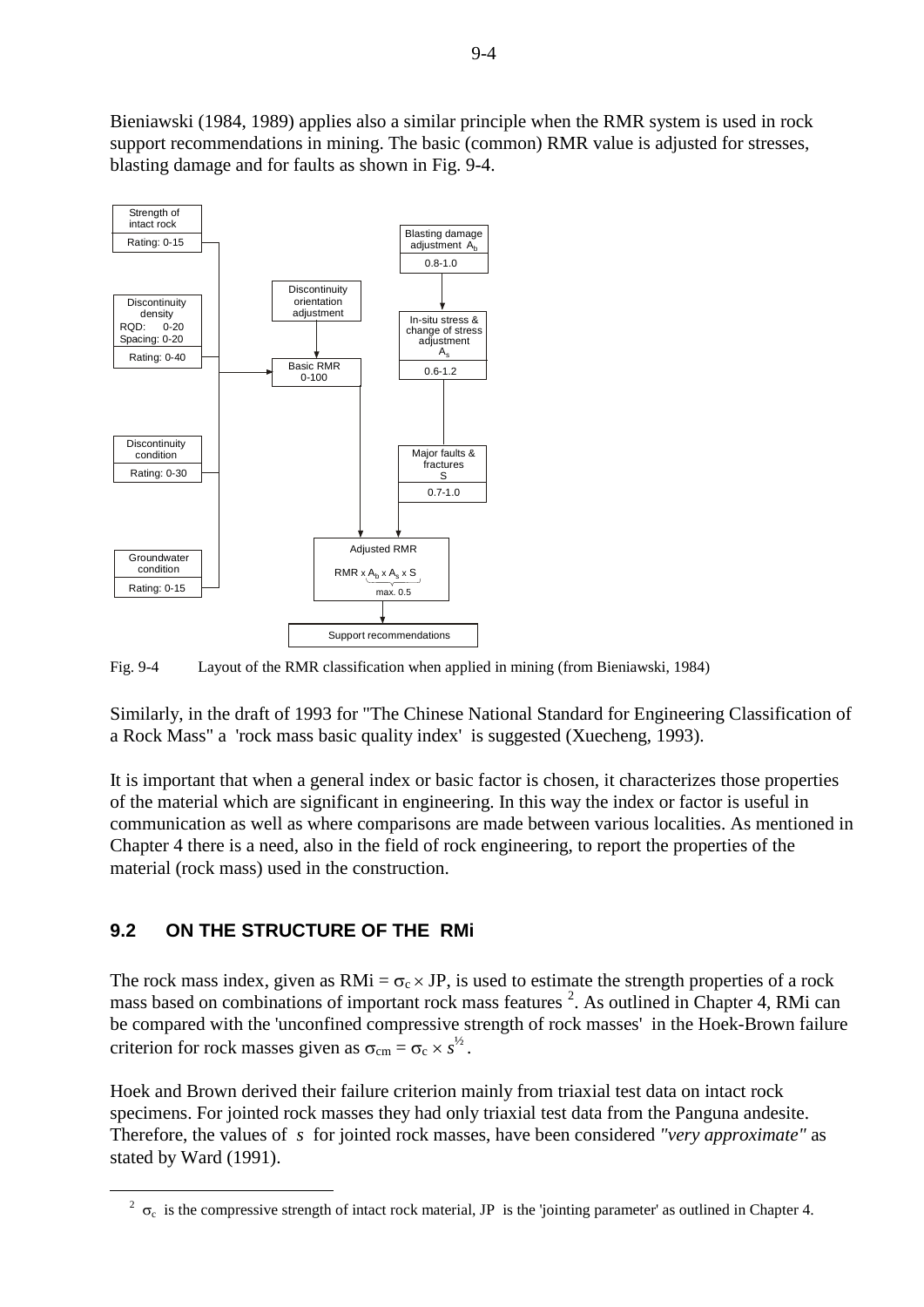Bieniawski (1984, 1989) applies also a similar principle when the RMR system is used in rock support recommendations in mining. The basic (common) RMR value is adjusted for stresses, blasting damage and for faults as shown in Fig. 9-4.

Fig. 9-4 Layout of the RMR classification when applied in mining (from Bieniawski, 1984)

Similarly, in the draft of 1993 for "The Chinese National Standard for Engineering Classification of a Rock Mass" a 'rock mass basic quality index' is suggested (Xuecheng, 1993).

It is important that when a general index or basic factor is chosen, it characterizes those properties of the material which are significant in engineering. In this way the index or factor is useful in communication as well as where comparisons are made between various localities. As mentioned in Chapter 4 there is a need, also in the field of rock engineering, to report the properties of the material (rock mass) used in the construction.

## 9.2 ON THE STRUCTURE OF THE RMi

The rock mass index, given as RMi = $\sigma_c \times$ JP, is used to estimate the strength properties of a rock mass based on combinations of important rock mass features [2]. As outlined in Chapter 4, RMi can be compared with the 'unconfined compressive strength of rock masses' in the Hoek-Brown failure criterion for rock masses given as $\sigma_{cm} = \sigma_c \times s^{½}$.

Hoek and Brown derived their failure criterion mainly from triaxial test data on intact rock specimens. For jointed rock masses they had only triaxial test data from the Panguna andesite. Therefore, the values of *s* for jointed rock masses, have been considered *"very approximate"* as stated by Ward (1991).

---

[2] $\sigma_c$ is the compressive strength of intact rock material, JP is the 'jointing parameter' as outlined in Chapter 4.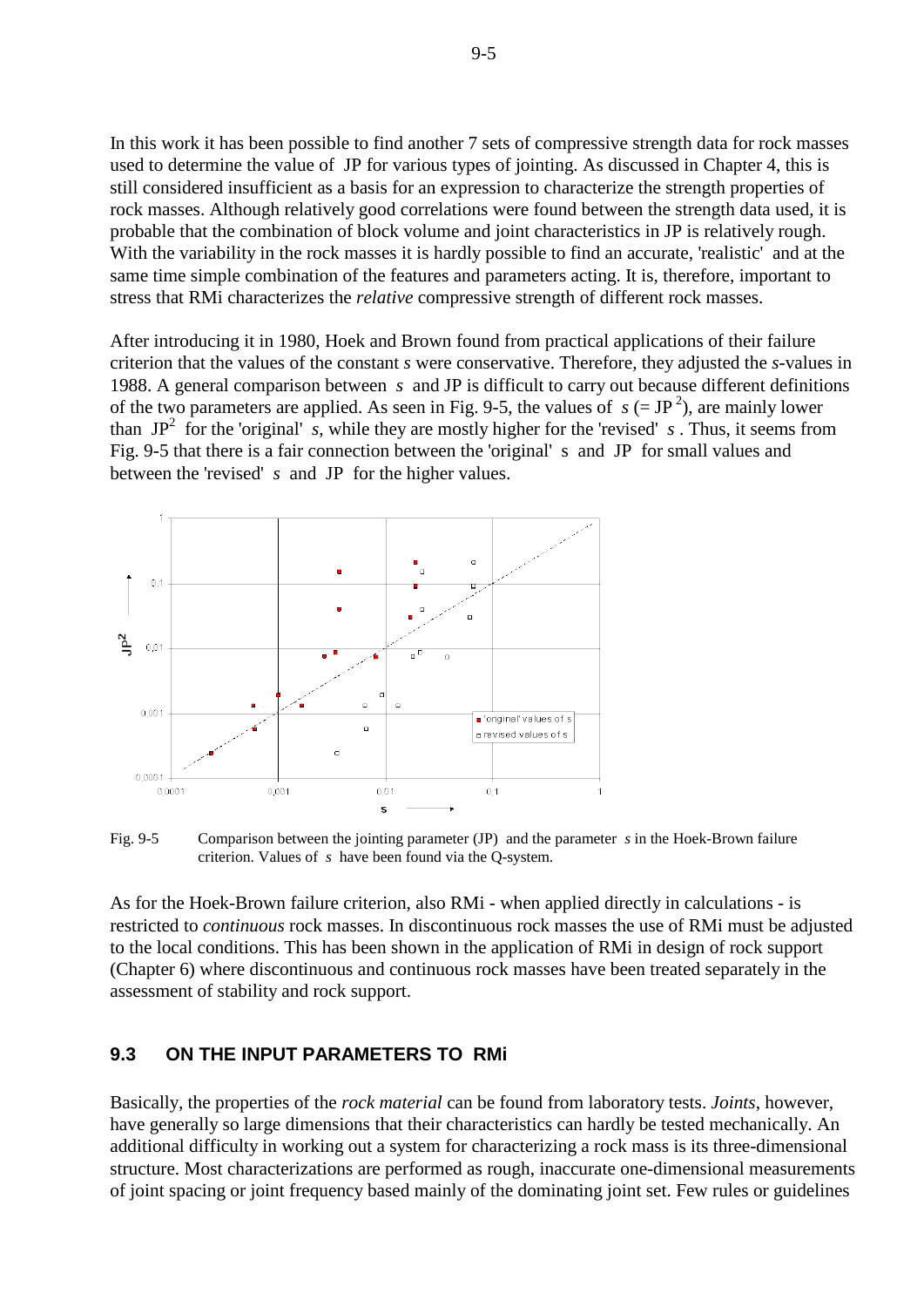In this work it has been possible to find another 7 sets of compressive strength data for rock masses used to determine the value of JP for various types of jointing. As discussed in Chapter 4, this is still considered insufficient as a basis for an expression to characterize the strength properties of rock masses. Although relatively good correlations were found between the strength data used, it is probable that the combination of block volume and joint characteristics in JP is relatively rough. With the variability in the rock masses it is hardly possible to find an accurate, 'realistic' and at the same time simple combination of the features and parameters acting. It is, therefore, important to stress that RMi characterizes the *relative* compressive strength of different rock masses.

After introducing it in 1980, Hoek and Brown found from practical applications of their failure criterion that the values of the constant *s* were conservative. Therefore, they adjusted the *s*-values in 1988. A general comparison between *s* and JP is difficult to carry out because different definitions of the two parameters are applied. As seen in Fig. 9-5, the values of *s* (= $JP^2$), are mainly lower than $JP^2$ for the 'original' *s*, while they are mostly higher for the 'revised' *s*. Thus, it seems from Fig. 9-5 that there is a fair connection between the 'original' s and JP for small values and between the 'revised' *s* and JP for the higher values.

Fig. 9-5 Comparison between the jointing parameter (JP) and the parameter *s* in the Hoek-Brown failure criterion. Values of *s* have been found via the Q-system.

As for the Hoek-Brown failure criterion, also RMi - when applied directly in calculations - is restricted to *continuous* rock masses. In discontinuous rock masses the use of RMi must be adjusted to the local conditions. This has been shown in the application of RMi in design of rock support (Chapter 6) where discontinuous and continuous rock masses have been treated separately in the assessment of stability and rock support.

## 9.3 ON THE INPUT PARAMETERS TO RMi

Basically, the properties of the *rock material* can be found from laboratory tests. *Joints*, however, have generally so large dimensions that their characteristics can hardly be tested mechanically. An additional difficulty in working out a system for characterizing a rock mass is its three-dimensional structure. Most characterizations are performed as rough, inaccurate one-dimensional measurements of joint spacing or joint frequency based mainly of the dominating joint set. Few rules or guidelines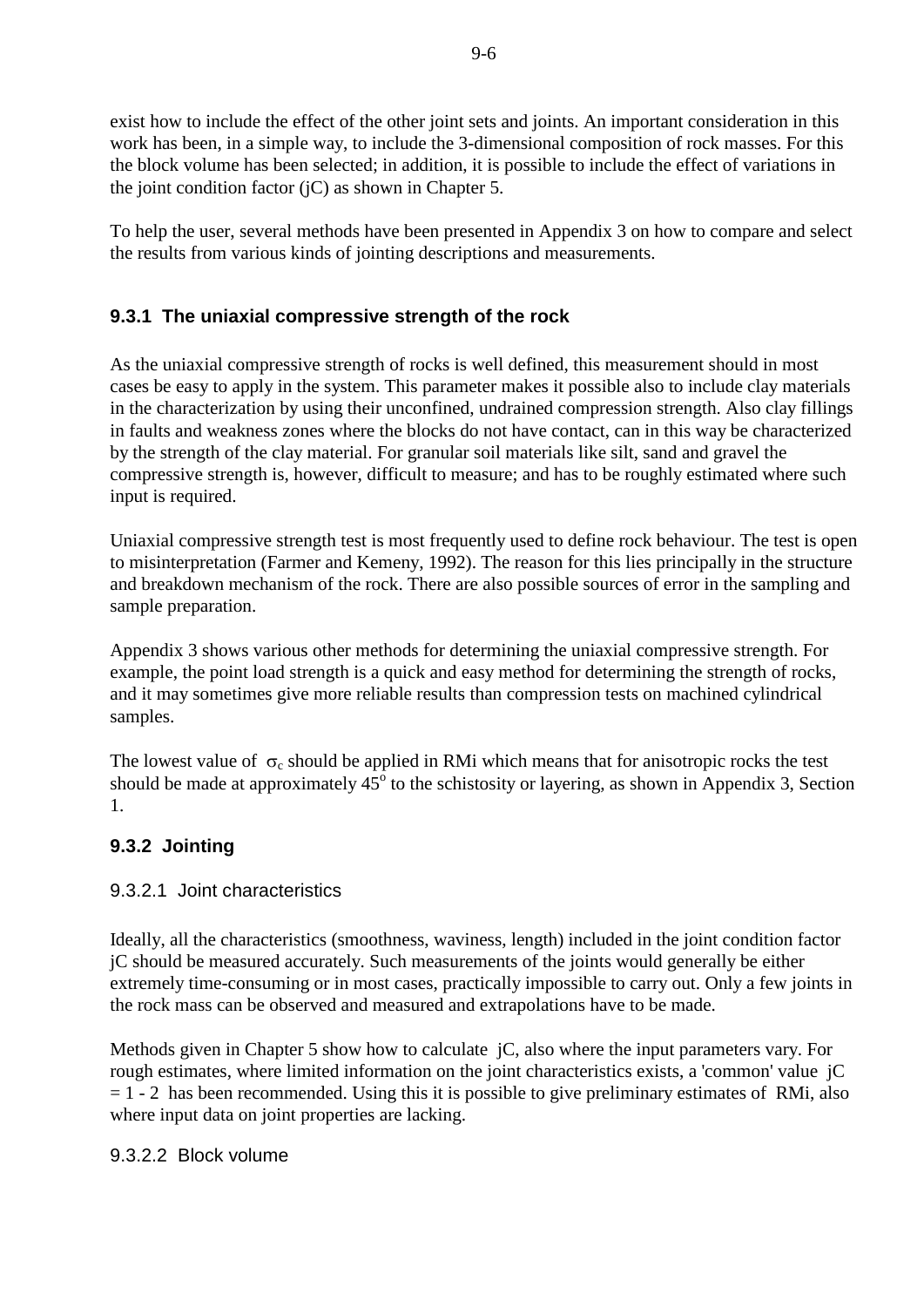exist how to include the effect of the other joint sets and joints. An important consideration in this work has been, in a simple way, to include the 3-dimensional composition of rock masses. For this the block volume has been selected; in addition, it is possible to include the effect of variations in the joint condition factor (jC) as shown in Chapter 5.

To help the user, several methods have been presented in Appendix 3 on how to compare and select the results from various kinds of jointing descriptions and measurements.

### 9.3.1 The uniaxial compressive strength of the rock

As the uniaxial compressive strength of rocks is well defined, this measurement should in most cases be easy to apply in the system. This parameter makes it possible also to include clay materials in the characterization by using their unconfined, undrained compression strength. Also clay fillings in faults and weakness zones where the blocks do not have contact, can in this way be characterized by the strength of the clay material. For granular soil materials like silt, sand and gravel the compressive strength is, however, difficult to measure; and has to be roughly estimated where such input is required.

Uniaxial compressive strength test is most frequently used to define rock behaviour. The test is open to misinterpretation (Farmer and Kemeny, 1992). The reason for this lies principally in the structure and breakdown mechanism of the rock. There are also possible sources of error in the sampling and sample preparation.

Appendix 3 shows various other methods for determining the uniaxial compressive strength. For example, the point load strength is a quick and easy method for determining the strength of rocks, and it may sometimes give more reliable results than compression tests on machined cylindrical samples.

The lowest value of $\sigma_c$ should be applied in RMi which means that for anisotropic rocks the test should be made at approximately $45^o$ to the schistosity or layering, as shown in Appendix 3, Section 1.

### 9.3.2 Jointing

#### 9.3.2.1 Joint characteristics

Ideally, all the characteristics (smoothness, waviness, length) included in the joint condition factor jC should be measured accurately. Such measurements of the joints would generally be either extremely time-consuming or in most cases, practically impossible to carry out. Only a few joints in the rock mass can be observed and measured and extrapolations have to be made.

Methods given in Chapter 5 show how to calculate jC, also where the input parameters vary. For rough estimates, where limited information on the joint characteristics exists, a 'common' value jC = 1 - 2 has been recommended. Using this it is possible to give preliminary estimates of RMi, also where input data on joint properties are lacking.

#### 9.3.2.2 Block volume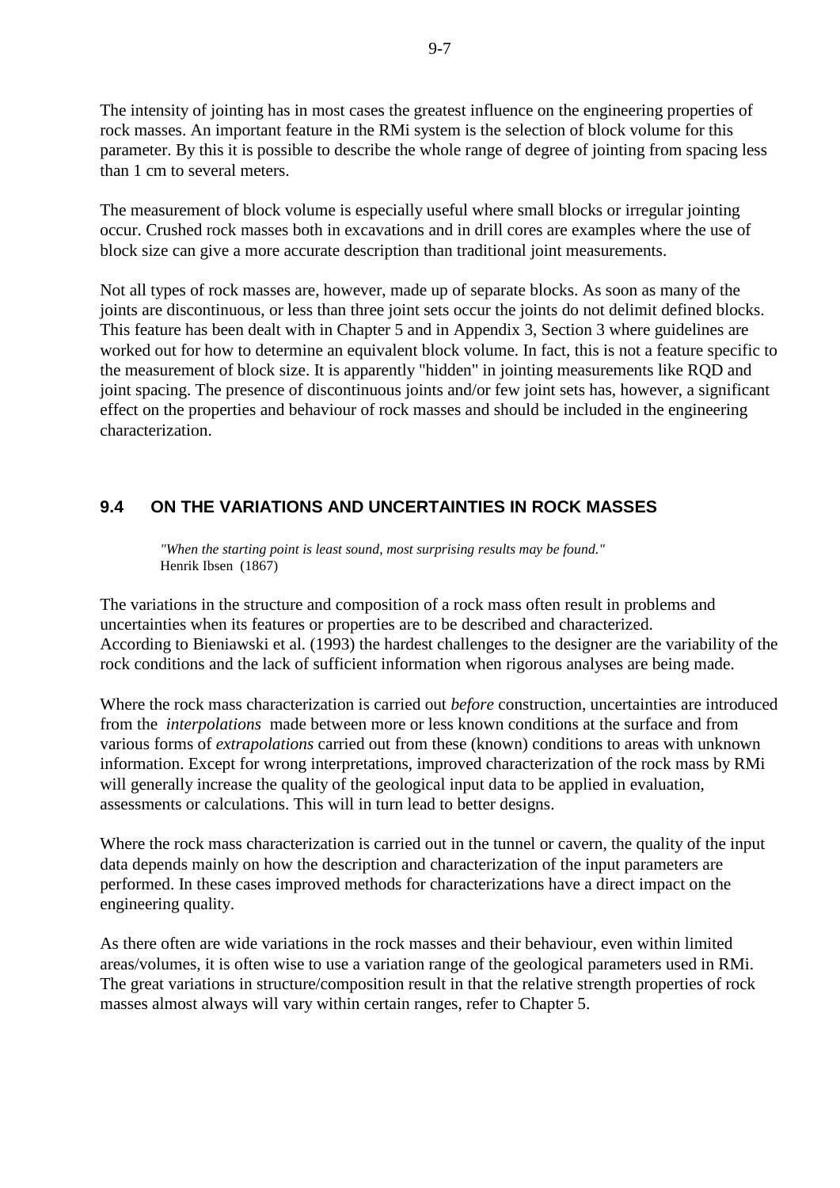The intensity of jointing has in most cases the greatest influence on the engineering properties of rock masses. An important feature in the RMi system is the selection of block volume for this parameter. By this it is possible to describe the whole range of degree of jointing from spacing less than 1 cm to several meters.

The measurement of block volume is especially useful where small blocks or irregular jointing occur. Crushed rock masses both in excavations and in drill cores are examples where the use of block size can give a more accurate description than traditional joint measurements.

Not all types of rock masses are, however, made up of separate blocks. As soon as many of the joints are discontinuous, or less than three joint sets occur the joints do not delimit defined blocks. This feature has been dealt with in Chapter 5 and in Appendix 3, Section 3 where guidelines are worked out for how to determine an equivalent block volume. In fact, this is not a feature specific to the measurement of block size. It is apparently "hidden" in jointing measurements like RQD and joint spacing. The presence of discontinuous joints and/or few joint sets has, however, a significant effect on the properties and behaviour of rock masses and should be included in the engineering characterization.

## 9.4 ON THE VARIATIONS AND UNCERTAINTIES IN ROCK MASSES

> *"When the starting point is least sound, most surprising results may be found."*
> Henrik Ibsen (1867)

The variations in the structure and composition of a rock mass often result in problems and uncertainties when its features or properties are to be described and characterized. According to Bieniawski et al. (1993) the hardest challenges to the designer are the variability of the rock conditions and the lack of sufficient information when rigorous analyses are being made.

Where the rock mass characterization is carried out *before* construction, uncertainties are introduced from the *interpolations* made between more or less known conditions at the surface and from various forms of *extrapolations* carried out from these (known) conditions to areas with unknown information. Except for wrong interpretations, improved characterization of the rock mass by RMi will generally increase the quality of the geological input data to be applied in evaluation, assessments or calculations. This will in turn lead to better designs.

Where the rock mass characterization is carried out in the tunnel or cavern, the quality of the input data depends mainly on how the description and characterization of the input parameters are performed. In these cases improved methods for characterizations have a direct impact on the engineering quality.

As there often are wide variations in the rock masses and their behaviour, even within limited areas/volumes, it is often wise to use a variation range of the geological parameters used in RMi. The great variations in structure/composition result in that the relative strength properties of rock masses almost always will vary within certain ranges, refer to Chapter 5.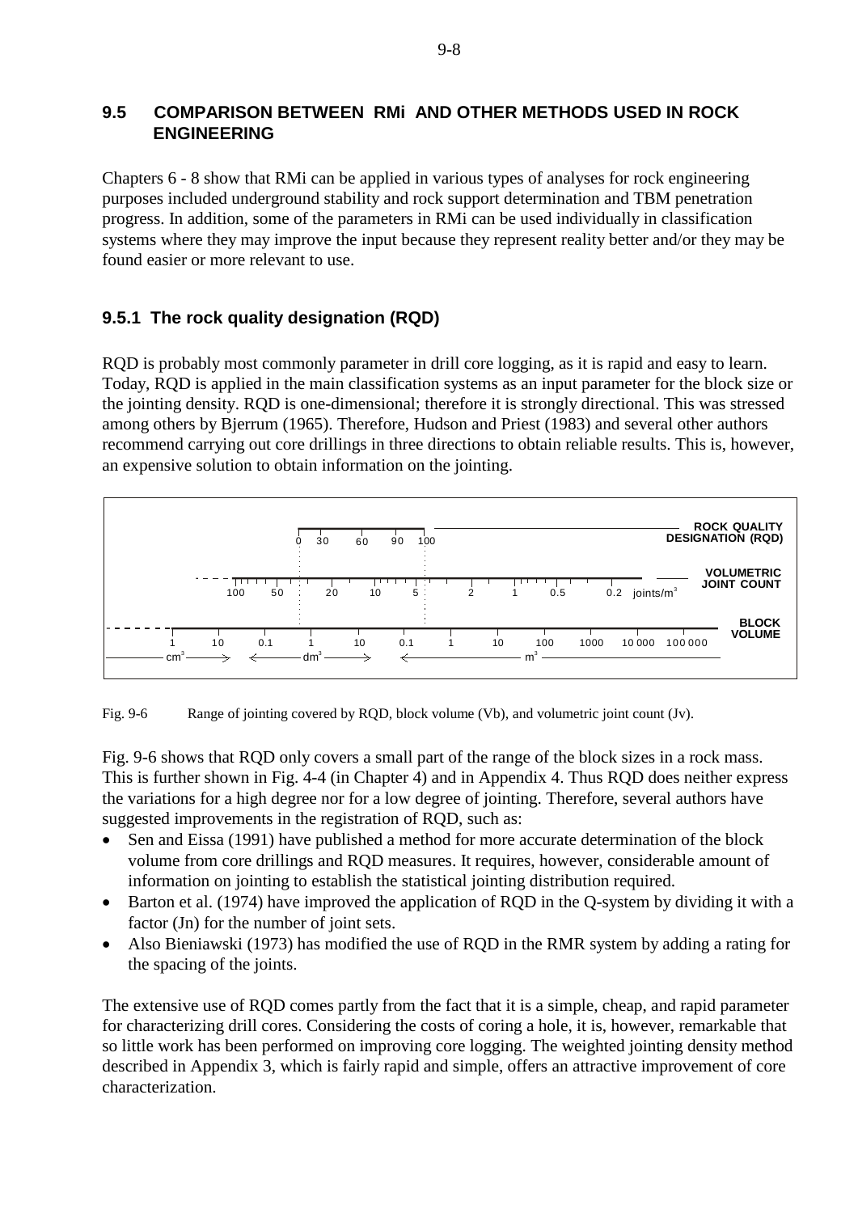## 9.5 COMPARISON BETWEEN RMi AND OTHER METHODS USED IN ROCK ENGINEERING

Chapters 6 - 8 show that RMi can be applied in various types of analyses for rock engineering purposes included underground stability and rock support determination and TBM penetration progress. In addition, some of the parameters in RMi can be used individually in classification systems where they may improve the input because they represent reality better and/or they may be found easier or more relevant to use.

### 9.5.1 The rock quality designation (RQD)

RQD is probably most commonly parameter in drill core logging, as it is rapid and easy to learn. Today, RQD is applied in the main classification systems as an input parameter for the block size or the jointing density. RQD is one-dimensional; therefore it is strongly directional. This was stressed among others by Bjerrum (1965). Therefore, Hudson and Priest (1983) and several other authors recommend carrying out core drillings in three directions to obtain reliable results. This is, however, an expensive solution to obtain information on the jointing.

Fig. 9-6 Range of jointing covered by RQD, block volume (Vb), and volumetric joint count (Jv).

Fig. 9-6 shows that RQD only covers a small part of the range of the block sizes in a rock mass. This is further shown in Fig. 4-4 (in Chapter 4) and in Appendix 4. Thus RQD does neither express the variations for a high degree nor for a low degree of jointing. Therefore, several authors have suggested improvements in the registration of RQD, such as:

- Sen and Eissa (1991) have published a method for more accurate determination of the block volume from core drillings and RQD measures. It requires, however, considerable amount of information on jointing to establish the statistical jointing distribution required.
- Barton et al. (1974) have improved the application of RQD in the Q-system by dividing it with a factor (Jn) for the number of joint sets.
- Also Bieniawski (1973) has modified the use of RQD in the RMR system by adding a rating for the spacing of the joints.

The extensive use of RQD comes partly from the fact that it is a simple, cheap, and rapid parameter for characterizing drill cores. Considering the costs of coring a hole, it is, however, remarkable that so little work has been performed on improving core logging. The weighted jointing density method described in Appendix 3, which is fairly rapid and simple, offers an attractive improvement of core characterization.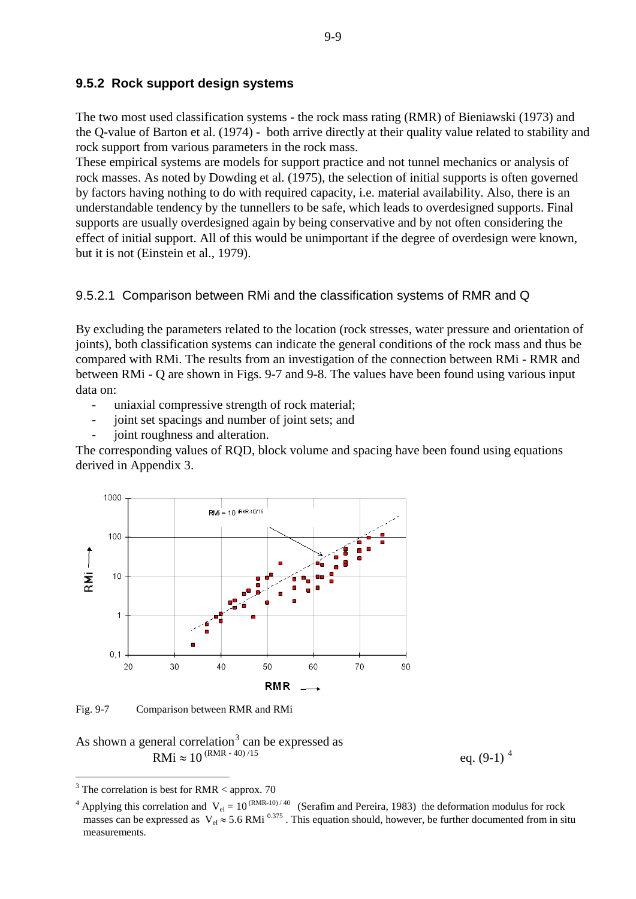### 9.5.2 Rock support design systems

The two most used classification systems - the rock mass rating (RMR) of Bieniawski (1973) and the Q-value of Barton et al. (1974) - both arrive directly at their quality value related to stability and rock support from various parameters in the rock mass.
These empirical systems are models for support practice and not tunnel mechanics or analysis of rock masses. As noted by Dowding et al. (1975), the selection of initial supports is often governed by factors having nothing to do with required capacity, i.e. material availability. Also, there is an understandable tendency by the tunnellers to be safe, which leads to overdesigned supports. Final supports are usually overdesigned again by being conservative and by not often considering the effect of initial support. All of this would be unimportant if the degree of overdesign were known, but it is not (Einstein et al., 1979).

#### 9.5.2.1 Comparison between RMi and the classification systems of RMR and Q

By excluding the parameters related to the location (rock stresses, water pressure and orientation of joints), both classification systems can indicate the general conditions of the rock mass and thus be compared with RMi. The results from an investigation of the connection between RMi - RMR and between RMi - Q are shown in Figs. 9-7 and 9-8. The values have been found using various input data on:

- uniaxial compressive strength of rock material;
- joint set spacings and number of joint sets; and
- joint roughness and alteration.

The corresponding values of RQD, block volume and spacing have been found using equations derived in Appendix 3.

Fig. 9-7 Comparison between RMR and RMi

As shown a general correlation[3] can be expressed as

$$\text{RMi} \approx 10^{(\text{RMR} - 40)/15} \qquad \text{eq. (9-1)}^{4}$$

[3] The correlation is best for RMR < approx. 70

[4] Applying this correlation and $V_{el} = 10^{(\text{RMR}-10)/40}$ (Serafim and Pereira, 1983) the deformation modulus for rock masses can be expressed as $V_{el} \approx 5.6\ \text{RMi}^{0.375}$. This equation should, however, be further documented from in situ measurements.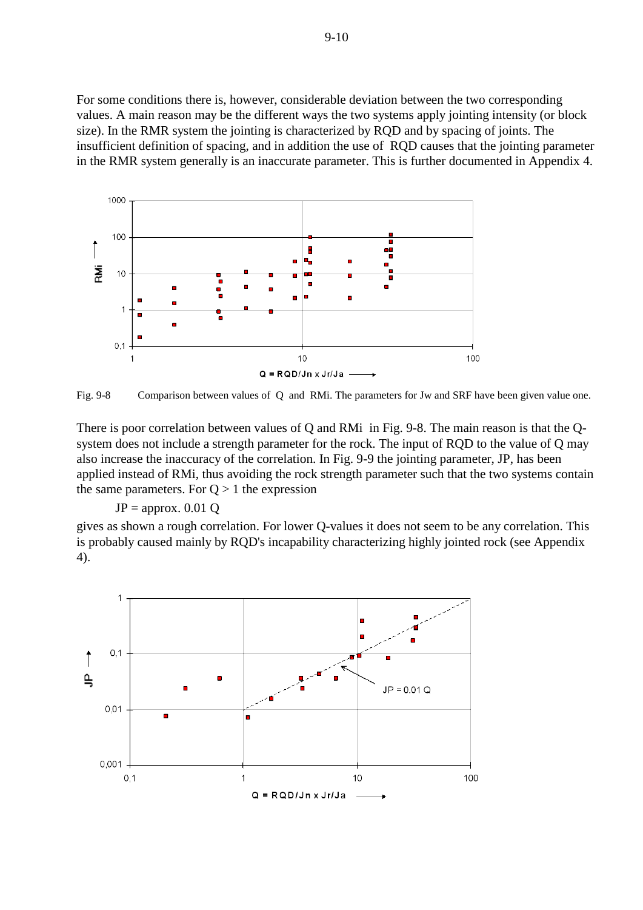For some conditions there is, however, considerable deviation between the two corresponding values. A main reason may be the different ways the two systems apply jointing intensity (or block size). In the RMR system the jointing is characterized by RQD and by spacing of joints. The insufficient definition of spacing, and in addition the use of RQD causes that the jointing parameter in the RMR system generally is an inaccurate parameter. This is further documented in Appendix 4.

Fig. 9-8 Comparison between values of Q and RMi. The parameters for Jw and SRF have been given value one.

There is poor correlation between values of Q and RMi in Fig. 9-8. The main reason is that the Q-system does not include a strength parameter for the rock. The input of RQD to the value of Q may also increase the inaccuracy of the correlation. In Fig. 9-9 the jointing parameter, JP, has been applied instead of RMi, thus avoiding the rock strength parameter such that the two systems contain the same parameters. For $Q > 1$ the expression

$$JP = \text{approx. } 0.01\ Q$$

gives as shown a rough correlation. For lower Q-values it does not seem to be any correlation. This is probably caused mainly by RQD's incapability characterizing highly jointed rock (see Appendix 4).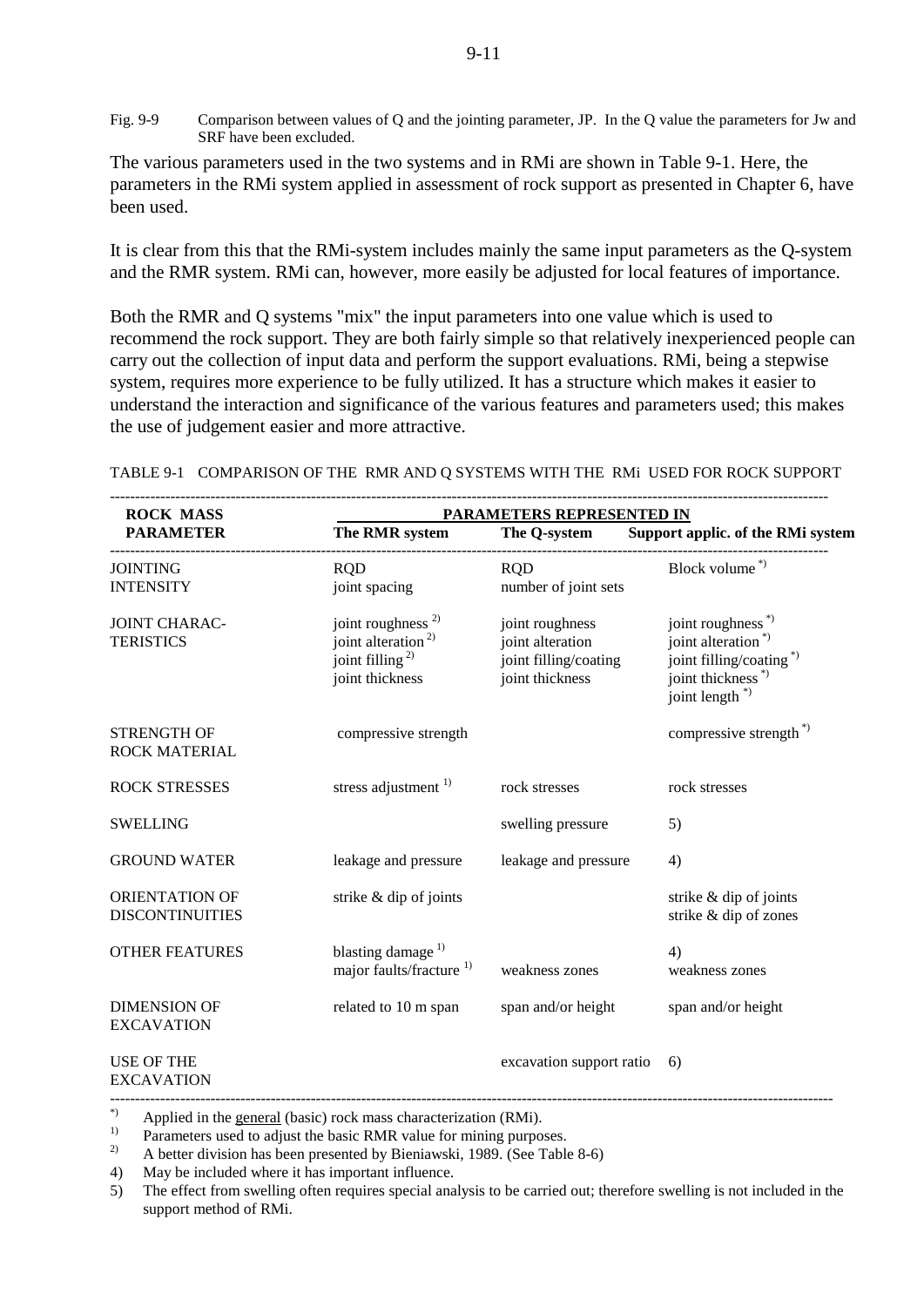Fig. 9-9 Comparison between values of Q and the jointing parameter, JP. In the Q value the parameters for Jw and SRF have been excluded.

The various parameters used in the two systems and in RMi are shown in Table 9-1. Here, the parameters in the RMi system applied in assessment of rock support as presented in Chapter 6, have been used.

It is clear from this that the RMi-system includes mainly the same input parameters as the Q-system and the RMR system. RMi can, however, more easily be adjusted for local features of importance.

Both the RMR and Q systems "mix" the input parameters into one value which is used to recommend the rock support. They are both fairly simple so that relatively inexperienced people can carry out the collection of input data and perform the support evaluations. RMi, being a stepwise system, requires more experience to be fully utilized. It has a structure which makes it easier to understand the interaction and significance of the various features and parameters used; this makes the use of judgement easier and more attractive.

TABLE 9-1 COMPARISON OF THE RMR AND Q SYSTEMS WITH THE RMi USED FOR ROCK SUPPORT

| **ROCK MASS PARAMETER** | **PARAMETERS REPRESENTED IN** | | |
|---|---|---|---|
| | **The RMR system** | **The Q-system** | **Support applic. of the RMi system** |
| JOINTING INTENSITY | RQD<br>joint spacing | RQD<br>number of joint sets | Block volume [*] |
| JOINT CHARACTERISTICS | joint roughness [2]<br>joint alteration [2]<br>joint filling [2]<br>joint thickness | joint roughness<br>joint alteration<br>joint filling/coating<br>joint thickness | joint roughness [*]<br>joint alteration [*]<br>joint filling/coating [*]<br>joint thickness [*]<br>joint length [*] |
| STRENGTH OF ROCK MATERIAL | compressive strength | | compressive strength [*] |
| ROCK STRESSES | stress adjustment [1] | rock stresses | rock stresses |
| SWELLING | | swelling pressure | 5) |
| GROUND WATER | leakage and pressure | leakage and pressure | 4) |
| ORIENTATION OF DISCONTINUITIES | strike & dip of joints | | strike & dip of joints<br>strike & dip of zones |
| OTHER FEATURES | blasting damage [1]<br>major faults/fracture [1] | weakness zones | 4)<br>weakness zones |
| DIMENSION OF EXCAVATION | related to 10 m span | span and/or height | span and/or height |
| USE OF THE EXCAVATION | | excavation support ratio | 6) |

[*] Applied in the general (basic) rock mass characterization (RMi).
[1] Parameters used to adjust the basic RMR value for mining purposes.
[2] A better division has been presented by Bieniawski, 1989. (See Table 8-6)
4) May be included where it has important influence.
5) The effect from swelling often requires special analysis to be carried out; therefore swelling is not included in the support method of RMi.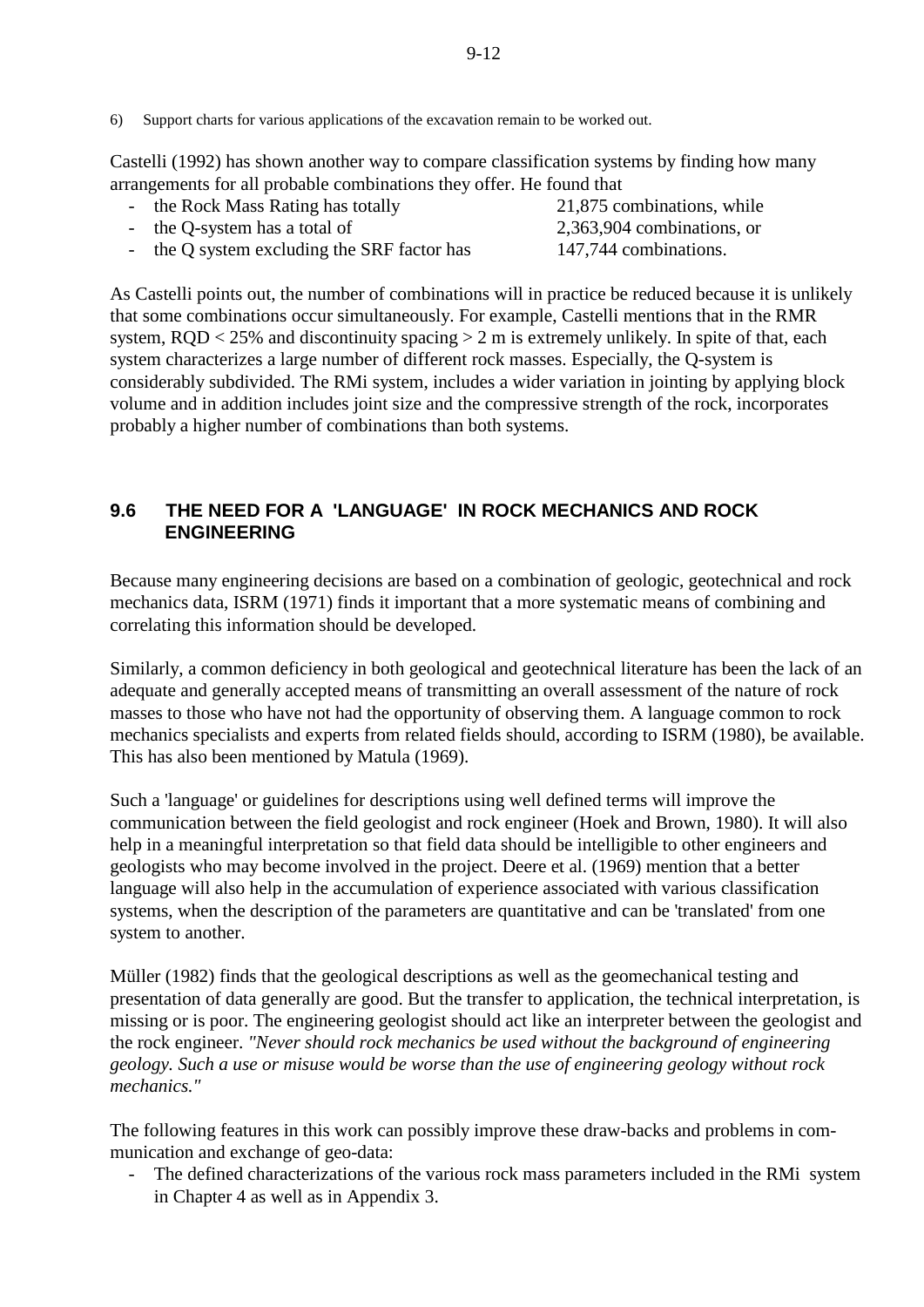6) Support charts for various applications of the excavation remain to be worked out.

Castelli (1992) has shown another way to compare classification systems by finding how many arrangements for all probable combinations they offer. He found that

- the Rock Mass Rating has totally 21,875 combinations, while
- the Q-system has a total of 2,363,904 combinations, or
- the Q system excluding the SRF factor has 147,744 combinations.

As Castelli points out, the number of combinations will in practice be reduced because it is unlikely that some combinations occur simultaneously. For example, Castelli mentions that in the RMR system, RQD < 25% and discontinuity spacing > 2 m is extremely unlikely. In spite of that, each system characterizes a large number of different rock masses. Especially, the Q-system is considerably subdivided. The RMi system, includes a wider variation in jointing by applying block volume and in addition includes joint size and the compressive strength of the rock, incorporates probably a higher number of combinations than both systems.

## 9.6 THE NEED FOR A 'LANGUAGE' IN ROCK MECHANICS AND ROCK ENGINEERING

Because many engineering decisions are based on a combination of geologic, geotechnical and rock mechanics data, ISRM (1971) finds it important that a more systematic means of combining and correlating this information should be developed.

Similarly, a common deficiency in both geological and geotechnical literature has been the lack of an adequate and generally accepted means of transmitting an overall assessment of the nature of rock masses to those who have not had the opportunity of observing them. A language common to rock mechanics specialists and experts from related fields should, according to ISRM (1980), be available. This has also been mentioned by Matula (1969).

Such a 'language' or guidelines for descriptions using well defined terms will improve the communication between the field geologist and rock engineer (Hoek and Brown, 1980). It will also help in a meaningful interpretation so that field data should be intelligible to other engineers and geologists who may become involved in the project. Deere et al. (1969) mention that a better language will also help in the accumulation of experience associated with various classification systems, when the description of the parameters are quantitative and can be 'translated' from one system to another.

Müller (1982) finds that the geological descriptions as well as the geomechanical testing and presentation of data generally are good. But the transfer to application, the technical interpretation, is missing or is poor. The engineering geologist should act like an interpreter between the geologist and the rock engineer. *"Never should rock mechanics be used without the background of engineering geology. Such a use or misuse would be worse than the use of engineering geology without rock mechanics."*

The following features in this work can possibly improve these draw-backs and problems in communication and exchange of geo-data:

- The defined characterizations of the various rock mass parameters included in the RMi system in Chapter 4 as well as in Appendix 3.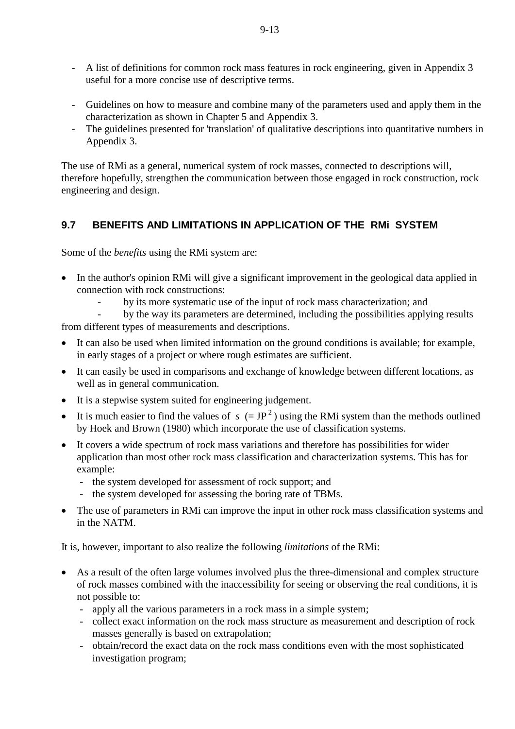- A list of definitions for common rock mass features in rock engineering, given in Appendix 3 useful for a more concise use of descriptive terms.
- Guidelines on how to measure and combine many of the parameters used and apply them in the characterization as shown in Chapter 5 and Appendix 3.
- The guidelines presented for 'translation' of qualitative descriptions into quantitative numbers in Appendix 3.

The use of RMi as a general, numerical system of rock masses, connected to descriptions will, therefore hopefully, strengthen the communication between those engaged in rock construction, rock engineering and design.

## 9.7 BENEFITS AND LIMITATIONS IN APPLICATION OF THE RMi SYSTEM

Some of the *benefits* using the RMi system are:

- In the author's opinion RMi will give a significant improvement in the geological data applied in connection with rock constructions:
  - by its more systematic use of the input of rock mass characterization; and
  - by the way its parameters are determined, including the possibilities applying results from different types of measurements and descriptions.
- It can also be used when limited information on the ground conditions is available; for example, in early stages of a project or where rough estimates are sufficient.
- It can easily be used in comparisons and exchange of knowledge between different locations, as well as in general communication.
- It is a stepwise system suited for engineering judgement.
- It is much easier to find the values of $s$ (= $JP^2$) using the RMi system than the methods outlined by Hoek and Brown (1980) which incorporate the use of classification systems.
- It covers a wide spectrum of rock mass variations and therefore has possibilities for wider application than most other rock mass classification and characterization systems. This has for example:
  - the system developed for assessment of rock support; and
  - the system developed for assessing the boring rate of TBMs.
- The use of parameters in RMi can improve the input in other rock mass classification systems and in the NATM.

It is, however, important to also realize the following *limitations* of the RMi:

- As a result of the often large volumes involved plus the three-dimensional and complex structure of rock masses combined with the inaccessibility for seeing or observing the real conditions, it is not possible to:
  - apply all the various parameters in a rock mass in a simple system;
  - collect exact information on the rock mass structure as measurement and description of rock masses generally is based on extrapolation;
  - obtain/record the exact data on the rock mass conditions even with the most sophisticated investigation program;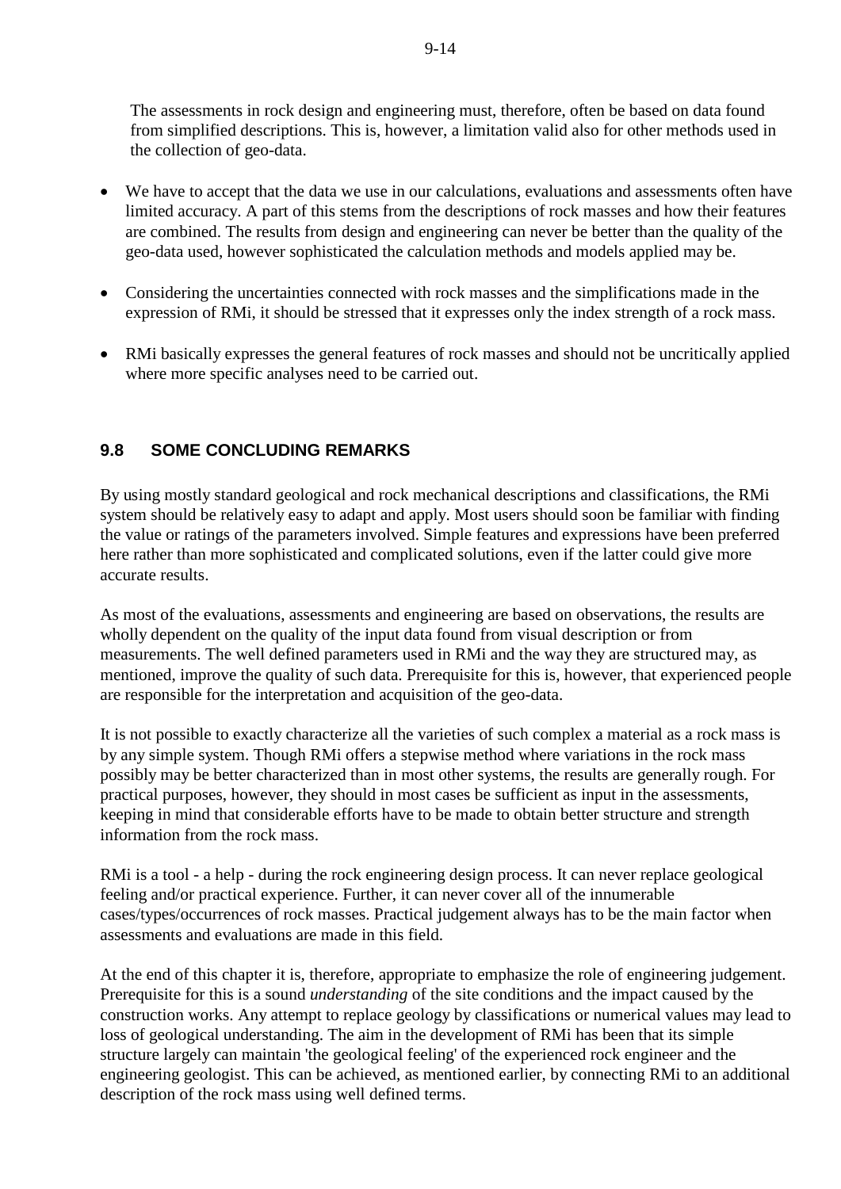The assessments in rock design and engineering must, therefore, often be based on data found from simplified descriptions. This is, however, a limitation valid also for other methods used in the collection of geo-data.

- We have to accept that the data we use in our calculations, evaluations and assessments often have limited accuracy. A part of this stems from the descriptions of rock masses and how their features are combined. The results from design and engineering can never be better than the quality of the geo-data used, however sophisticated the calculation methods and models applied may be.

- Considering the uncertainties connected with rock masses and the simplifications made in the expression of RMi, it should be stressed that it expresses only the index strength of a rock mass.

- RMi basically expresses the general features of rock masses and should not be uncritically applied where more specific analyses need to be carried out.

## 9.8 SOME CONCLUDING REMARKS

By using mostly standard geological and rock mechanical descriptions and classifications, the RMi system should be relatively easy to adapt and apply. Most users should soon be familiar with finding the value or ratings of the parameters involved. Simple features and expressions have been preferred here rather than more sophisticated and complicated solutions, even if the latter could give more accurate results.

As most of the evaluations, assessments and engineering are based on observations, the results are wholly dependent on the quality of the input data found from visual description or from measurements. The well defined parameters used in RMi and the way they are structured may, as mentioned, improve the quality of such data. Prerequisite for this is, however, that experienced people are responsible for the interpretation and acquisition of the geo-data.

It is not possible to exactly characterize all the varieties of such complex a material as a rock mass is by any simple system. Though RMi offers a stepwise method where variations in the rock mass possibly may be better characterized than in most other systems, the results are generally rough. For practical purposes, however, they should in most cases be sufficient as input in the assessments, keeping in mind that considerable efforts have to be made to obtain better structure and strength information from the rock mass.

RMi is a tool - a help - during the rock engineering design process. It can never replace geological feeling and/or practical experience. Further, it can never cover all of the innumerable cases/types/occurrences of rock masses. Practical judgement always has to be the main factor when assessments and evaluations are made in this field.

At the end of this chapter it is, therefore, appropriate to emphasize the role of engineering judgement. Prerequisite for this is a sound *understanding* of the site conditions and the impact caused by the construction works. Any attempt to replace geology by classifications or numerical values may lead to loss of geological understanding. The aim in the development of RMi has been that its simple structure largely can maintain 'the geological feeling' of the experienced rock engineer and the engineering geologist. This can be achieved, as mentioned earlier, by connecting RMi to an additional description of the rock mass using well defined terms.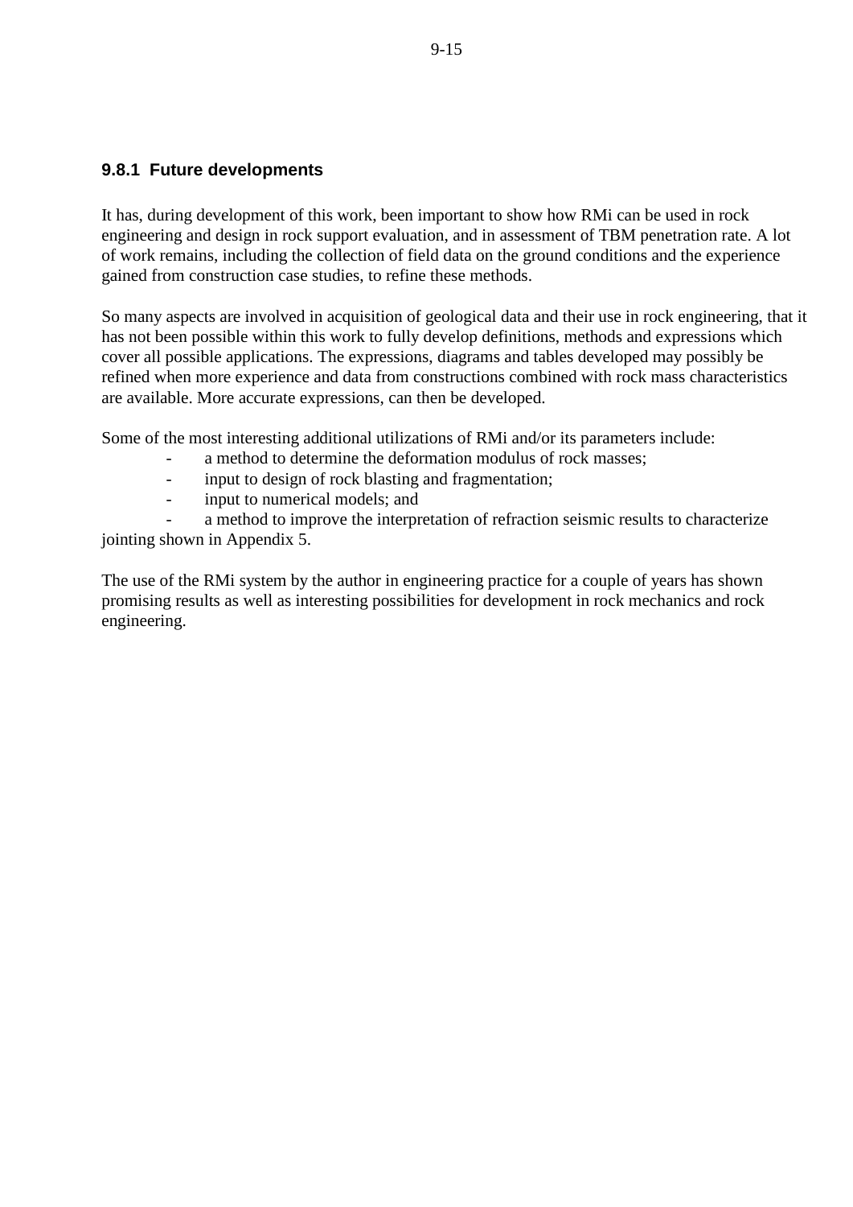### 9.8.1 Future developments

It has, during development of this work, been important to show how RMi can be used in rock engineering and design in rock support evaluation, and in assessment of TBM penetration rate. A lot of work remains, including the collection of field data on the ground conditions and the experience gained from construction case studies, to refine these methods.

So many aspects are involved in acquisition of geological data and their use in rock engineering, that it has not been possible within this work to fully develop definitions, methods and expressions which cover all possible applications. The expressions, diagrams and tables developed may possibly be refined when more experience and data from constructions combined with rock mass characteristics are available. More accurate expressions, can then be developed.

Some of the most interesting additional utilizations of RMi and/or its parameters include:

- a method to determine the deformation modulus of rock masses;
- input to design of rock blasting and fragmentation;
- input to numerical models; and
- a method to improve the interpretation of refraction seismic results to characterize jointing shown in Appendix 5.

The use of the RMi system by the author in engineering practice for a couple of years has shown promising results as well as interesting possibilities for development in rock mechanics and rock engineering.